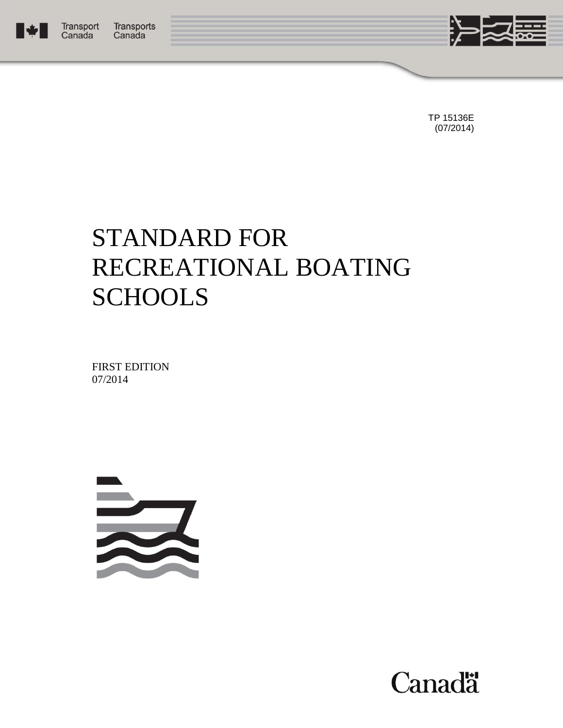Transport Canada Transports Canada

TP 15136E
(07/2014)

# STANDARD FOR RECREATIONAL BOATING SCHOOLS

FIRST EDITION
07/2014

Canada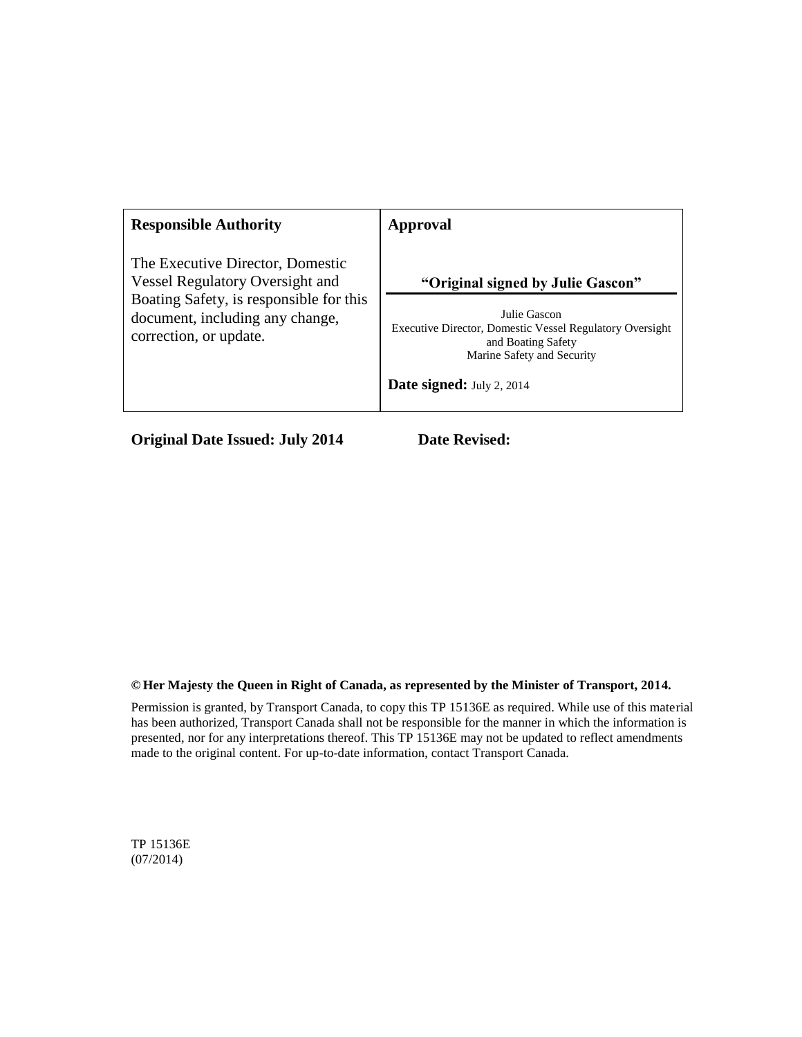| **Responsible Authority** | **Approval** |
|---|---|
| The Executive Director, Domestic Vessel Regulatory Oversight and Boating Safety, is responsible for this document, including any change, correction, or update. | **"Original signed by Julie Gascon"**<br><br>Julie Gascon<br>Executive Director, Domestic Vessel Regulatory Oversight and Boating Safety<br>Marine Safety and Security<br><br>**Date signed:** July 2, 2014 |

**Original Date Issued: July 2014** **Date Revised:**

**© Her Majesty the Queen in Right of Canada, as represented by the Minister of Transport, 2014.**

Permission is granted, by Transport Canada, to copy this TP 15136E as required. While use of this material has been authorized, Transport Canada shall not be responsible for the manner in which the information is presented, nor for any interpretations thereof. This TP 15136E may not be updated to reflect amendments made to the original content. For up-to-date information, contact Transport Canada.

TP 15136E
(07/2014)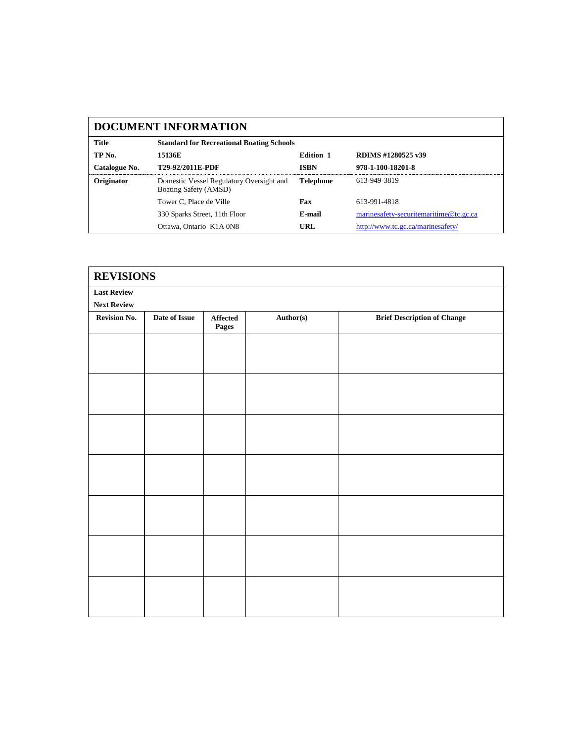## DOCUMENT INFORMATION

| | | | |
|---|---|---|---|
| **Title** | **Standard for Recreational Boating Schools** | | |
| **TP No.** | **15136E** | **Edition 1** | **RDIMS #1280525 v39** |
| **Catalogue No.** | **T29-92/2011E-PDF** | **ISBN** | **978-1-100-18201-8** |
| **Originator** | Domestic Vessel Regulatory Oversight and Boating Safety (AMSD) | **Telephone** | 613-949-3819 |
| | Tower C, Place de Ville | **Fax** | 613-991-4818 |
| | 330 Sparks Street, 11th Floor | **E-mail** | marinesafety-securitemaritime@tc.gc.ca |
| | Ottawa, Ontario K1A 0N8 | **URL** | http://www.tc.gc.ca/marinesafety/ |

## REVISIONS

**Last Review**

**Next Review**

| Revision No. | Date of Issue | Affected Pages | Author(s) | Brief Description of Change |
|---|---|---|---|---|
| | | | | |
| | | | | |
| | | | | |
| | | | | |
| | | | | |
| | | | | |
| | | | | |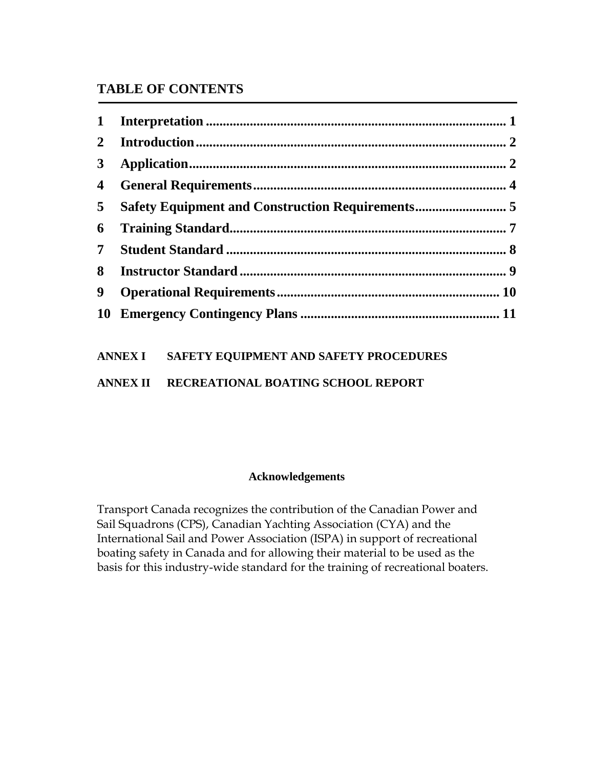## TABLE OF CONTENTS

| | | |
|---|---|---|
| **1** | **Interpretation** | **1** |
| **2** | **Introduction** | **2** |
| **3** | **Application** | **2** |
| **4** | **General Requirements** | **4** |
| **5** | **Safety Equipment and Construction Requirements** | **5** |
| **6** | **Training Standard** | **7** |
| **7** | **Student Standard** | **8** |
| **8** | **Instructor Standard** | **9** |
| **9** | **Operational Requirements** | **10** |
| **10** | **Emergency Contingency Plans** | **11** |

**ANNEX I SAFETY EQUIPMENT AND SAFETY PROCEDURES**

**ANNEX II RECREATIONAL BOATING SCHOOL REPORT**

**Acknowledgements**

Transport Canada recognizes the contribution of the Canadian Power and Sail Squadrons (CPS), Canadian Yachting Association (CYA) and the International Sail and Power Association (ISPA) in support of recreational boating safety in Canada and for allowing their material to be used as the basis for this industry-wide standard for the training of recreational boaters.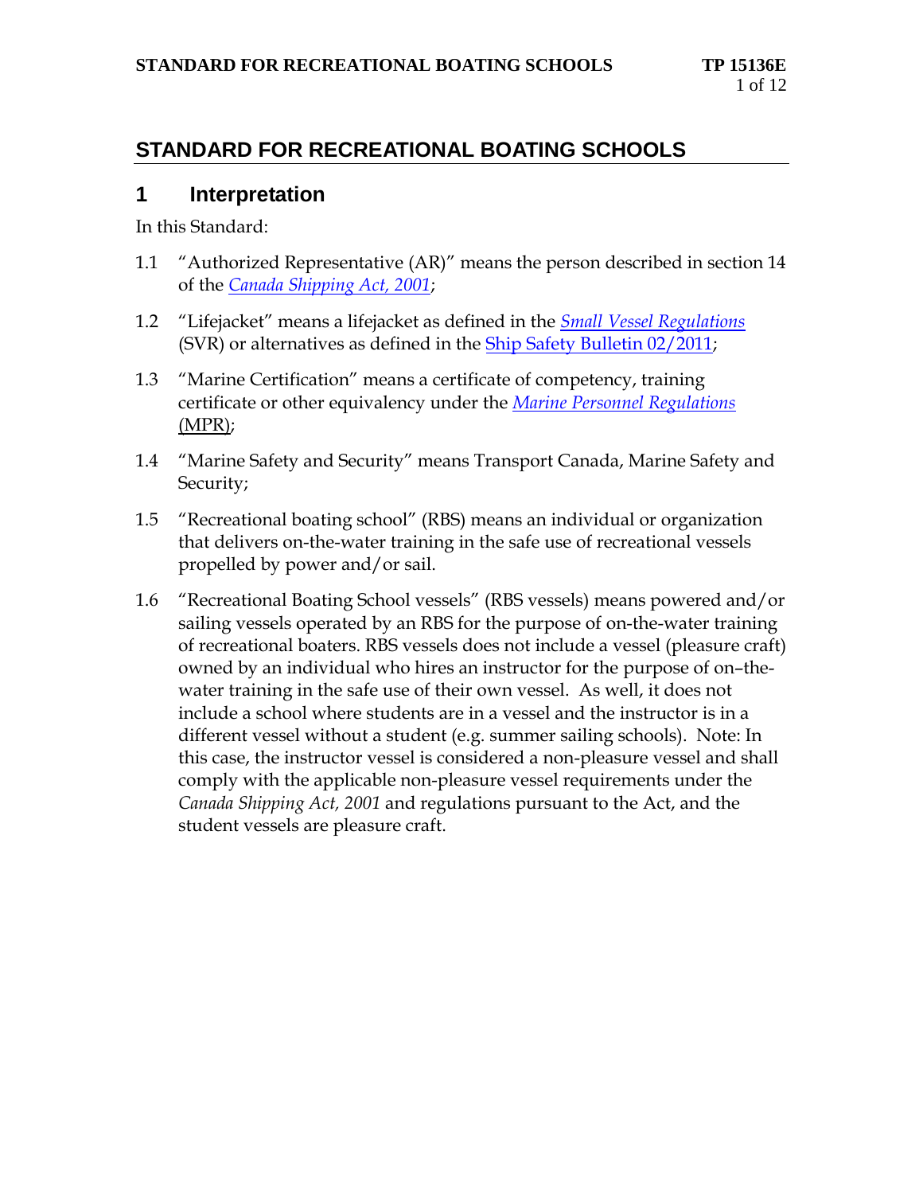# STANDARD FOR RECREATIONAL BOATING SCHOOLS

## 1 Interpretation

In this Standard:

1.1 "Authorized Representative (AR)" means the person described in section 14 of the *Canada Shipping Act, 2001*;

1.2 "Lifejacket" means a lifejacket as defined in the *Small Vessel Regulations* (SVR) or alternatives as defined in the Ship Safety Bulletin 02/2011;

1.3 "Marine Certification" means a certificate of competency, training certificate or other equivalency under the *Marine Personnel Regulations* (MPR);

1.4 "Marine Safety and Security" means Transport Canada, Marine Safety and Security;

1.5 "Recreational boating school" (RBS) means an individual or organization that delivers on-the-water training in the safe use of recreational vessels propelled by power and/or sail.

1.6 "Recreational Boating School vessels" (RBS vessels) means powered and/or sailing vessels operated by an RBS for the purpose of on-the-water training of recreational boaters. RBS vessels does not include a vessel (pleasure craft) owned by an individual who hires an instructor for the purpose of on–the-water training in the safe use of their own vessel. As well, it does not include a school where students are in a vessel and the instructor is in a different vessel without a student (e.g. summer sailing schools). Note: In this case, the instructor vessel is considered a non-pleasure vessel and shall comply with the applicable non-pleasure vessel requirements under the *Canada Shipping Act, 2001* and regulations pursuant to the Act, and the student vessels are pleasure craft.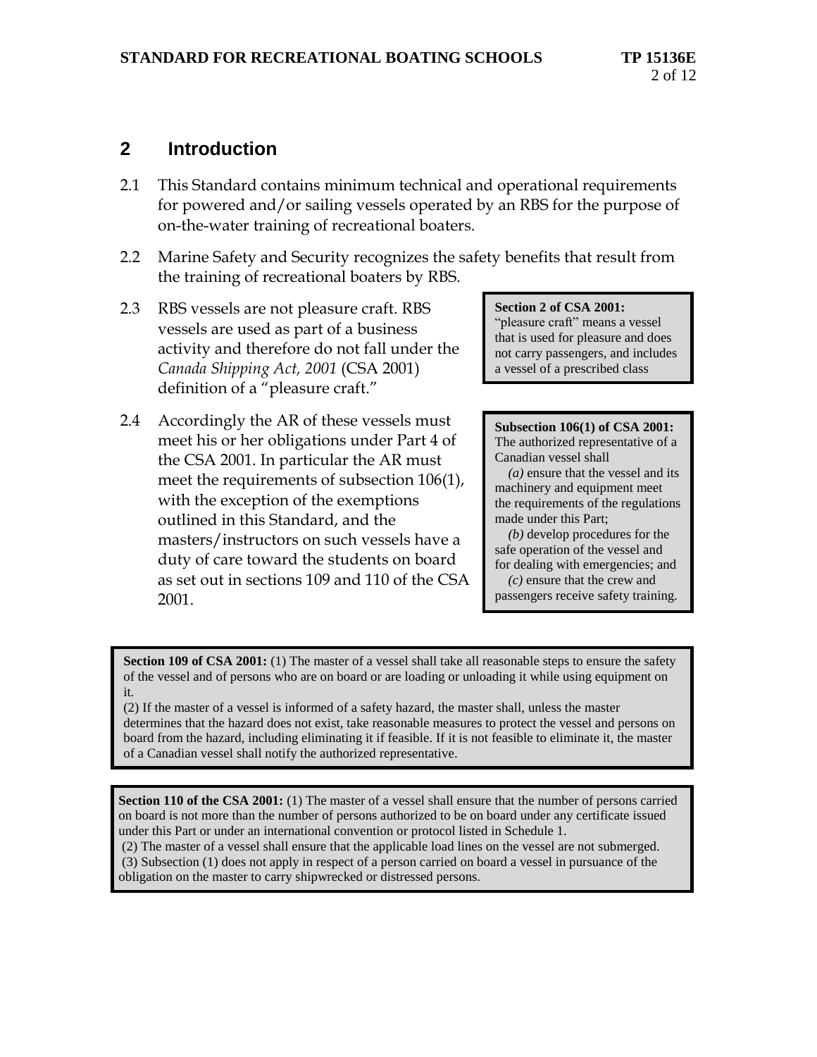## 2 Introduction

2.1 This Standard contains minimum technical and operational requirements for powered and/or sailing vessels operated by an RBS for the purpose of on-the-water training of recreational boaters.

2.2 Marine Safety and Security recognizes the safety benefits that result from the training of recreational boaters by RBS.

2.3 RBS vessels are not pleasure craft. RBS vessels are used as part of a business activity and therefore do not fall under the *Canada Shipping Act, 2001* (CSA 2001) definition of a "pleasure craft."

> **Section 2 of CSA 2001:** "pleasure craft" means a vessel that is used for pleasure and does not carry passengers, and includes a vessel of a prescribed class

2.4 Accordingly the AR of these vessels must meet his or her obligations under Part 4 of the CSA 2001. In particular the AR must meet the requirements of subsection 106(1), with the exception of the exemptions outlined in this Standard, and the masters/instructors on such vessels have a duty of care toward the students on board as set out in sections 109 and 110 of the CSA 2001.

> **Subsection 106(1) of CSA 2001:** The authorized representative of a Canadian vessel shall
> *(a)* ensure that the vessel and its machinery and equipment meet the requirements of the regulations made under this Part;
> *(b)* develop procedures for the safe operation of the vessel and for dealing with emergencies; and
> *(c)* ensure that the crew and passengers receive safety training.

> **Section 109 of CSA 2001:** (1) The master of a vessel shall take all reasonable steps to ensure the safety of the vessel and of persons who are on board or are loading or unloading it while using equipment on it.
> (2) If the master of a vessel is informed of a safety hazard, the master shall, unless the master determines that the hazard does not exist, take reasonable measures to protect the vessel and persons on board from the hazard, including eliminating it if feasible. If it is not feasible to eliminate it, the master of a Canadian vessel shall notify the authorized representative.

> **Section 110 of the CSA 2001:** (1) The master of a vessel shall ensure that the number of persons carried on board is not more than the number of persons authorized to be on board under any certificate issued under this Part or under an international convention or protocol listed in Schedule 1.
> (2) The master of a vessel shall ensure that the applicable load lines on the vessel are not submerged.
> (3) Subsection (1) does not apply in respect of a person carried on board a vessel in pursuance of the obligation on the master to carry shipwrecked or distressed persons.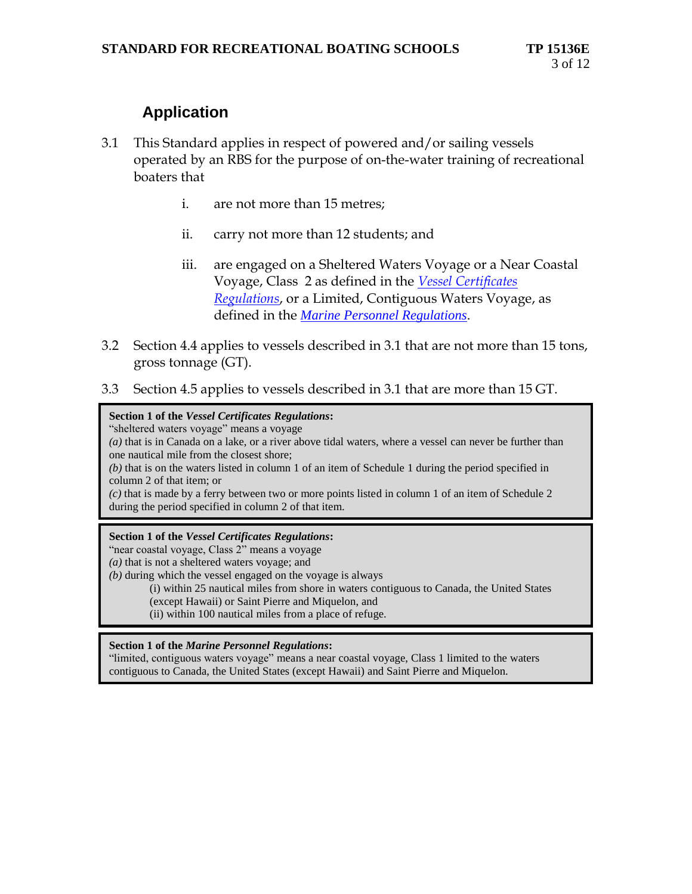## Application

3.1 This Standard applies in respect of powered and/or sailing vessels operated by an RBS for the purpose of on-the-water training of recreational boaters that

i. are not more than 15 metres;

ii. carry not more than 12 students; and

iii. are engaged on a Sheltered Waters Voyage or a Near Coastal Voyage, Class 2 as defined in the *Vessel Certificates Regulations*, or a Limited, Contiguous Waters Voyage, as defined in the ***Marine Personnel Regulations***.

3.2 Section 4.4 applies to vessels described in 3.1 that are not more than 15 tons, gross tonnage (GT).

3.3 Section 4.5 applies to vessels described in 3.1 that are more than 15 GT.

> **Section 1 of the *Vessel Certificates Regulations*:**
> "sheltered waters voyage" means a voyage
> *(a)* that is in Canada on a lake, or a river above tidal waters, where a vessel can never be further than one nautical mile from the closest shore;
> *(b)* that is on the waters listed in column 1 of an item of Schedule 1 during the period specified in column 2 of that item; or
> *(c)* that is made by a ferry between two or more points listed in column 1 of an item of Schedule 2 during the period specified in column 2 of that item.

> **Section 1 of the *Vessel Certificates Regulations*:**
> "near coastal voyage, Class 2" means a voyage
> *(a)* that is not a sheltered waters voyage; and
> *(b)* during which the vessel engaged on the voyage is always
> (i) within 25 nautical miles from shore in waters contiguous to Canada, the United States (except Hawaii) or Saint Pierre and Miquelon, and
> (ii) within 100 nautical miles from a place of refuge.

> **Section 1 of the *Marine Personnel Regulations*:**
> "limited, contiguous waters voyage" means a near coastal voyage, Class 1 limited to the waters contiguous to Canada, the United States (except Hawaii) and Saint Pierre and Miquelon.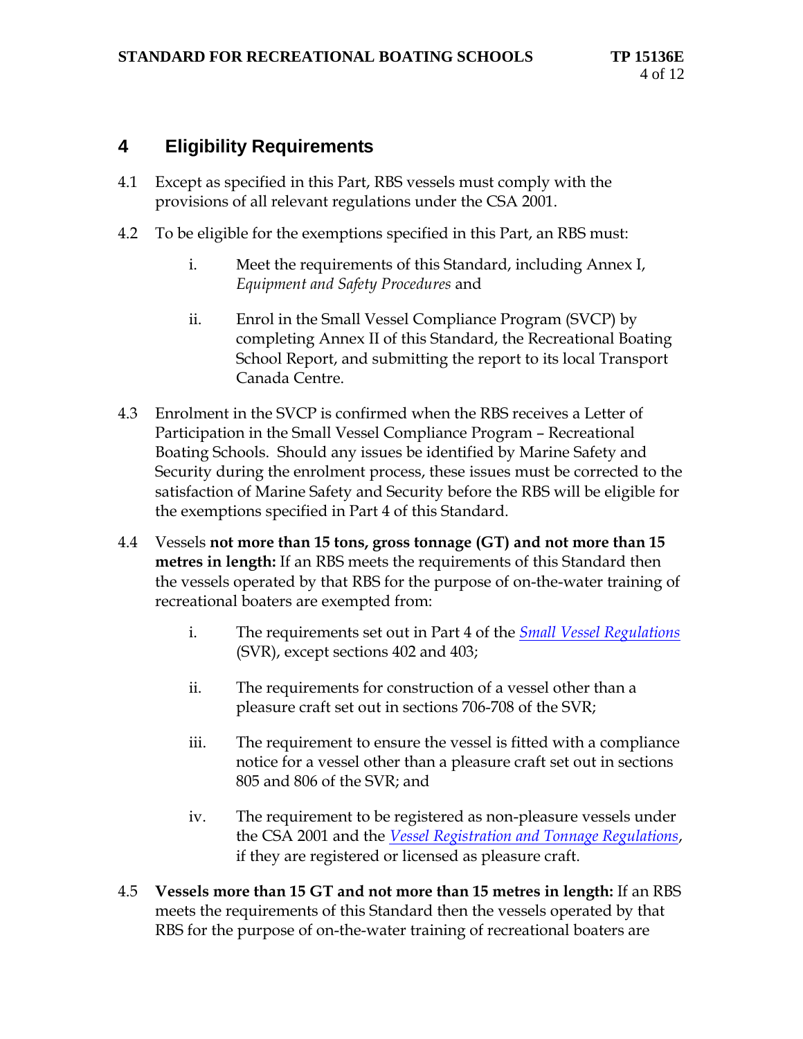## 4 Eligibility Requirements

4.1 Except as specified in this Part, RBS vessels must comply with the provisions of all relevant regulations under the CSA 2001.

4.2 To be eligible for the exemptions specified in this Part, an RBS must:

i. Meet the requirements of this Standard, including Annex I, *Equipment and Safety Procedures* and

ii. Enrol in the Small Vessel Compliance Program (SVCP) by completing Annex II of this Standard, the Recreational Boating School Report, and submitting the report to its local Transport Canada Centre.

4.3 Enrolment in the SVCP is confirmed when the RBS receives a Letter of Participation in the Small Vessel Compliance Program – Recreational Boating Schools. Should any issues be identified by Marine Safety and Security during the enrolment process, these issues must be corrected to the satisfaction of Marine Safety and Security before the RBS will be eligible for the exemptions specified in Part 4 of this Standard.

4.4 Vessels **not more than 15 tons, gross tonnage (GT) and not more than 15 metres in length:** If an RBS meets the requirements of this Standard then the vessels operated by that RBS for the purpose of on-the-water training of recreational boaters are exempted from:

i. The requirements set out in Part 4 of the *Small Vessel Regulations* (SVR), except sections 402 and 403;

ii. The requirements for construction of a vessel other than a pleasure craft set out in sections 706-708 of the SVR;

iii. The requirement to ensure the vessel is fitted with a compliance notice for a vessel other than a pleasure craft set out in sections 805 and 806 of the SVR; and

iv. The requirement to be registered as non-pleasure vessels under the CSA 2001 and the *Vessel Registration and Tonnage Regulations*, if they are registered or licensed as pleasure craft.

4.5 **Vessels more than 15 GT and not more than 15 metres in length:** If an RBS meets the requirements of this Standard then the vessels operated by that RBS for the purpose of on-the-water training of recreational boaters are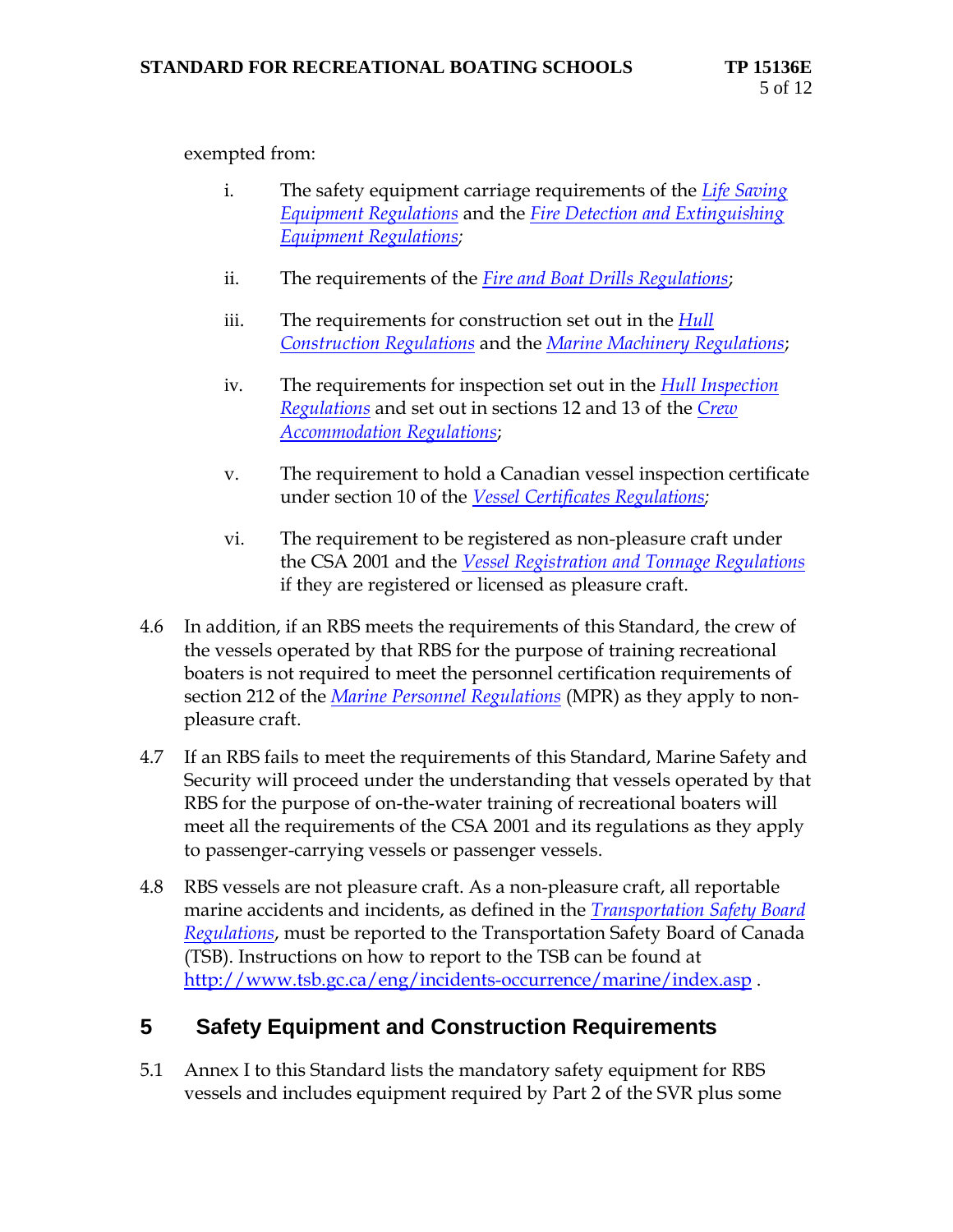exempted from:

i. The safety equipment carriage requirements of the *Life Saving Equipment Regulations* and the *Fire Detection and Extinguishing Equipment Regulations;*

ii. The requirements of the *Fire and Boat Drills Regulations*;

iii. The requirements for construction set out in the *Hull Construction Regulations* and the *Marine Machinery Regulations*;

iv. The requirements for inspection set out in the *Hull Inspection Regulations* and set out in sections 12 and 13 of the *Crew Accommodation Regulations*;

v. The requirement to hold a Canadian vessel inspection certificate under section 10 of the *Vessel Certificates Regulations;*

vi. The requirement to be registered as non-pleasure craft under the CSA 2001 and the *Vessel Registration and Tonnage Regulations* if they are registered or licensed as pleasure craft.

4.6 In addition, if an RBS meets the requirements of this Standard, the crew of the vessels operated by that RBS for the purpose of training recreational boaters is not required to meet the personnel certification requirements of section 212 of the *Marine Personnel Regulations* (MPR) as they apply to non-pleasure craft.

4.7 If an RBS fails to meet the requirements of this Standard, Marine Safety and Security will proceed under the understanding that vessels operated by that RBS for the purpose of on-the-water training of recreational boaters will meet all the requirements of the CSA 2001 and its regulations as they apply to passenger-carrying vessels or passenger vessels.

4.8 RBS vessels are not pleasure craft. As a non-pleasure craft, all reportable marine accidents and incidents, as defined in the *Transportation Safety Board Regulations*, must be reported to the Transportation Safety Board of Canada (TSB). Instructions on how to report to the TSB can be found at http://www.tsb.gc.ca/eng/incidents-occurrence/marine/index.asp .

## 5 Safety Equipment and Construction Requirements

5.1 Annex I to this Standard lists the mandatory safety equipment for RBS vessels and includes equipment required by Part 2 of the SVR plus some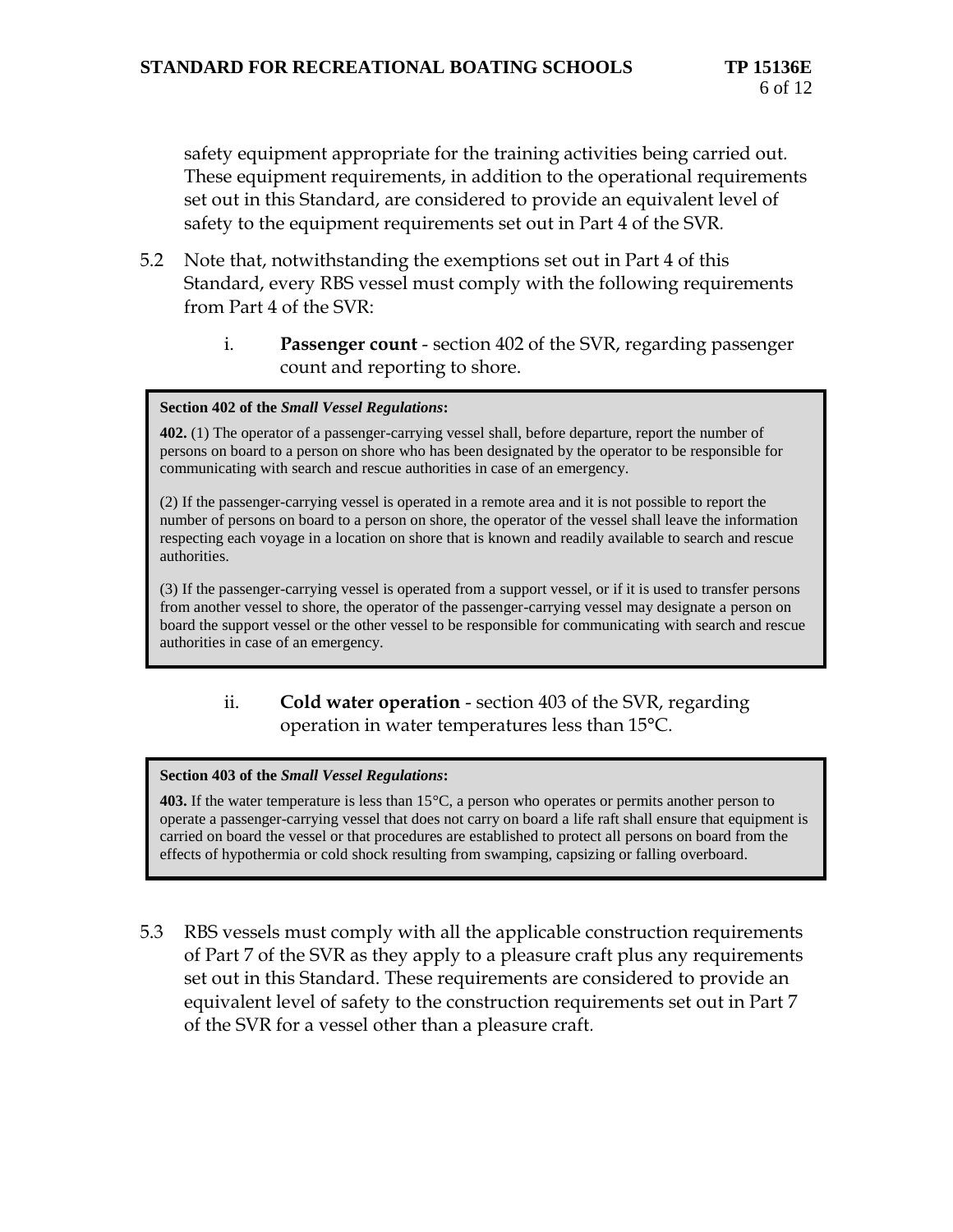safety equipment appropriate for the training activities being carried out. These equipment requirements, in addition to the operational requirements set out in this Standard, are considered to provide an equivalent level of safety to the equipment requirements set out in Part 4 of the SVR.

5.2 Note that, notwithstanding the exemptions set out in Part 4 of this Standard, every RBS vessel must comply with the following requirements from Part 4 of the SVR:

   i. **Passenger count** - section 402 of the SVR, regarding passenger count and reporting to shore.

> **Section 402 of the *Small Vessel Regulations*:**
>
> **402.** (1) The operator of a passenger-carrying vessel shall, before departure, report the number of persons on board to a person on shore who has been designated by the operator to be responsible for communicating with search and rescue authorities in case of an emergency.
>
> (2) If the passenger-carrying vessel is operated in a remote area and it is not possible to report the number of persons on board to a person on shore, the operator of the vessel shall leave the information respecting each voyage in a location on shore that is known and readily available to search and rescue authorities.
>
> (3) If the passenger-carrying vessel is operated from a support vessel, or if it is used to transfer persons from another vessel to shore, the operator of the passenger-carrying vessel may designate a person on board the support vessel or the other vessel to be responsible for communicating with search and rescue authorities in case of an emergency.

   ii. **Cold water operation** - section 403 of the SVR, regarding operation in water temperatures less than 15°C.

> **Section 403 of the *Small Vessel Regulations*:**
>
> **403.** If the water temperature is less than 15°C, a person who operates or permits another person to operate a passenger-carrying vessel that does not carry on board a life raft shall ensure that equipment is carried on board the vessel or that procedures are established to protect all persons on board from the effects of hypothermia or cold shock resulting from swamping, capsizing or falling overboard.

5.3 RBS vessels must comply with all the applicable construction requirements of Part 7 of the SVR as they apply to a pleasure craft plus any requirements set out in this Standard. These requirements are considered to provide an equivalent level of safety to the construction requirements set out in Part 7 of the SVR for a vessel other than a pleasure craft.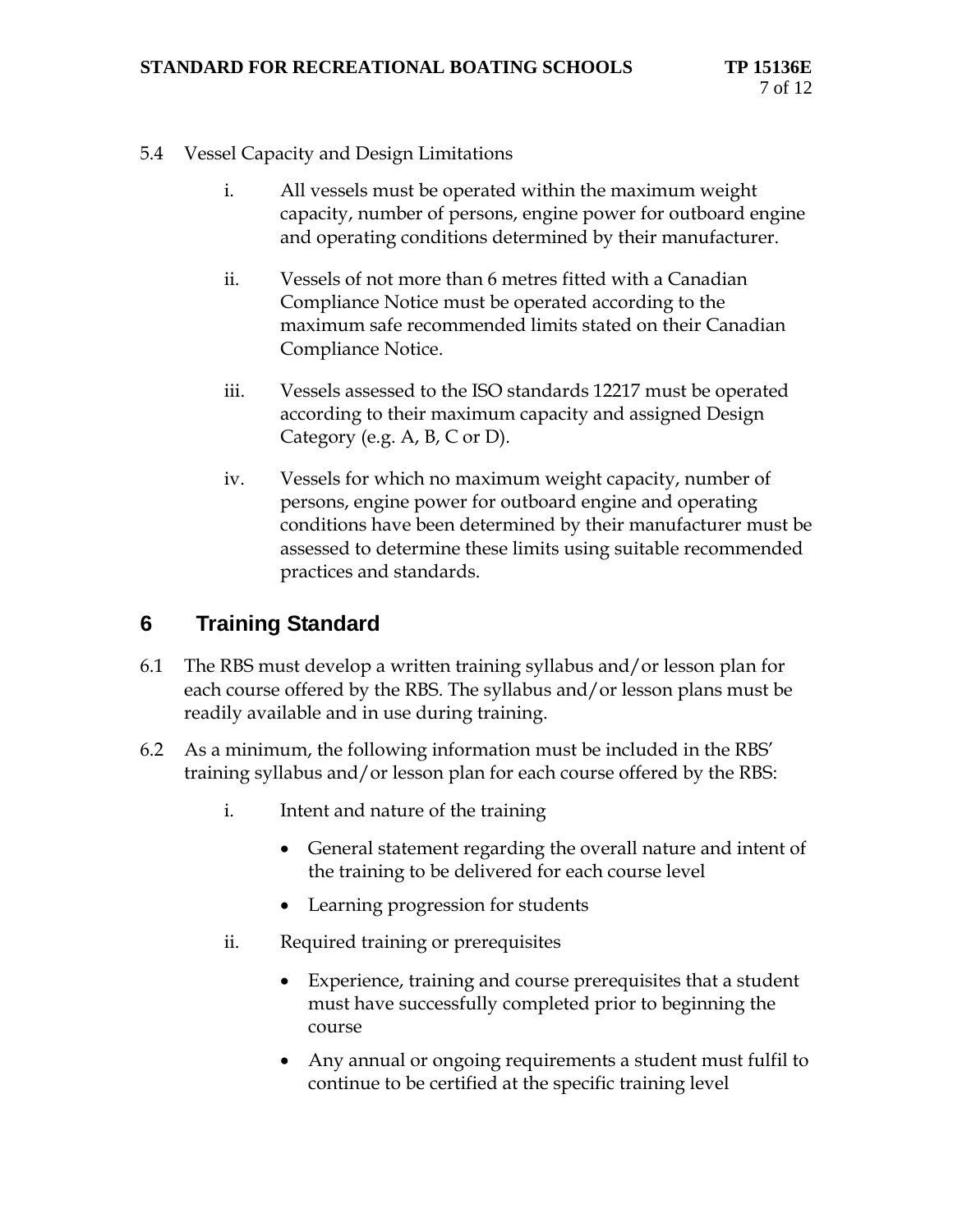5.4 Vessel Capacity and Design Limitations

i. All vessels must be operated within the maximum weight capacity, number of persons, engine power for outboard engine and operating conditions determined by their manufacturer.

ii. Vessels of not more than 6 metres fitted with a Canadian Compliance Notice must be operated according to the maximum safe recommended limits stated on their Canadian Compliance Notice.

iii. Vessels assessed to the ISO standards 12217 must be operated according to their maximum capacity and assigned Design Category (e.g. A, B, C or D).

iv. Vessels for which no maximum weight capacity, number of persons, engine power for outboard engine and operating conditions have been determined by their manufacturer must be assessed to determine these limits using suitable recommended practices and standards.

## 6 Training Standard

6.1 The RBS must develop a written training syllabus and/or lesson plan for each course offered by the RBS. The syllabus and/or lesson plans must be readily available and in use during training.

6.2 As a minimum, the following information must be included in the RBS' training syllabus and/or lesson plan for each course offered by the RBS:

i. Intent and nature of the training

- General statement regarding the overall nature and intent of the training to be delivered for each course level
- Learning progression for students

ii. Required training or prerequisites

- Experience, training and course prerequisites that a student must have successfully completed prior to beginning the course
- Any annual or ongoing requirements a student must fulfil to continue to be certified at the specific training level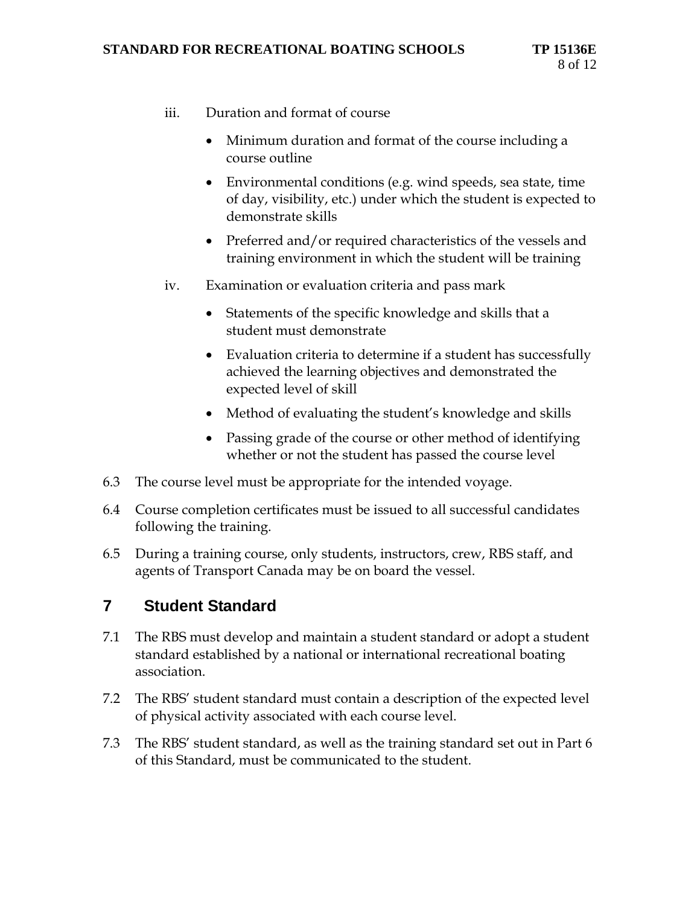iii. Duration and format of course

- Minimum duration and format of the course including a course outline
- Environmental conditions (e.g. wind speeds, sea state, time of day, visibility, etc.) under which the student is expected to demonstrate skills
- Preferred and/or required characteristics of the vessels and training environment in which the student will be training

iv. Examination or evaluation criteria and pass mark

- Statements of the specific knowledge and skills that a student must demonstrate
- Evaluation criteria to determine if a student has successfully achieved the learning objectives and demonstrated the expected level of skill
- Method of evaluating the student's knowledge and skills
- Passing grade of the course or other method of identifying whether or not the student has passed the course level

6.3 The course level must be appropriate for the intended voyage.

6.4 Course completion certificates must be issued to all successful candidates following the training.

6.5 During a training course, only students, instructors, crew, RBS staff, and agents of Transport Canada may be on board the vessel.

## 7 Student Standard

7.1 The RBS must develop and maintain a student standard or adopt a student standard established by a national or international recreational boating association.

7.2 The RBS' student standard must contain a description of the expected level of physical activity associated with each course level.

7.3 The RBS' student standard, as well as the training standard set out in Part 6 of this Standard, must be communicated to the student.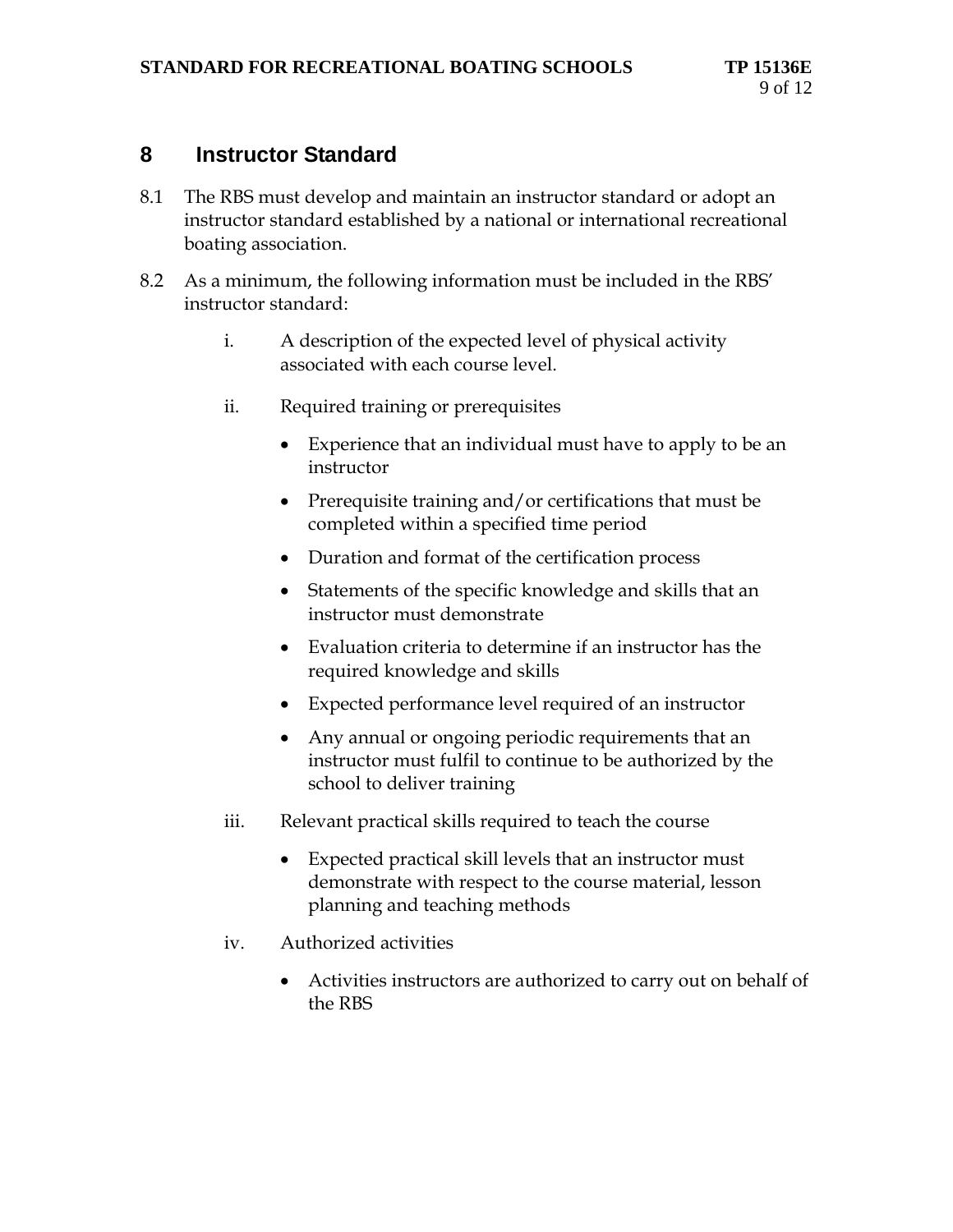# 8 Instructor Standard

8.1 The RBS must develop and maintain an instructor standard or adopt an instructor standard established by a national or international recreational boating association.

8.2 As a minimum, the following information must be included in the RBS' instructor standard:

i. A description of the expected level of physical activity associated with each course level.

ii. Required training or prerequisites

- Experience that an individual must have to apply to be an instructor
- Prerequisite training and/or certifications that must be completed within a specified time period
- Duration and format of the certification process
- Statements of the specific knowledge and skills that an instructor must demonstrate
- Evaluation criteria to determine if an instructor has the required knowledge and skills
- Expected performance level required of an instructor
- Any annual or ongoing periodic requirements that an instructor must fulfil to continue to be authorized by the school to deliver training

iii. Relevant practical skills required to teach the course

- Expected practical skill levels that an instructor must demonstrate with respect to the course material, lesson planning and teaching methods

iv. Authorized activities

- Activities instructors are authorized to carry out on behalf of the RBS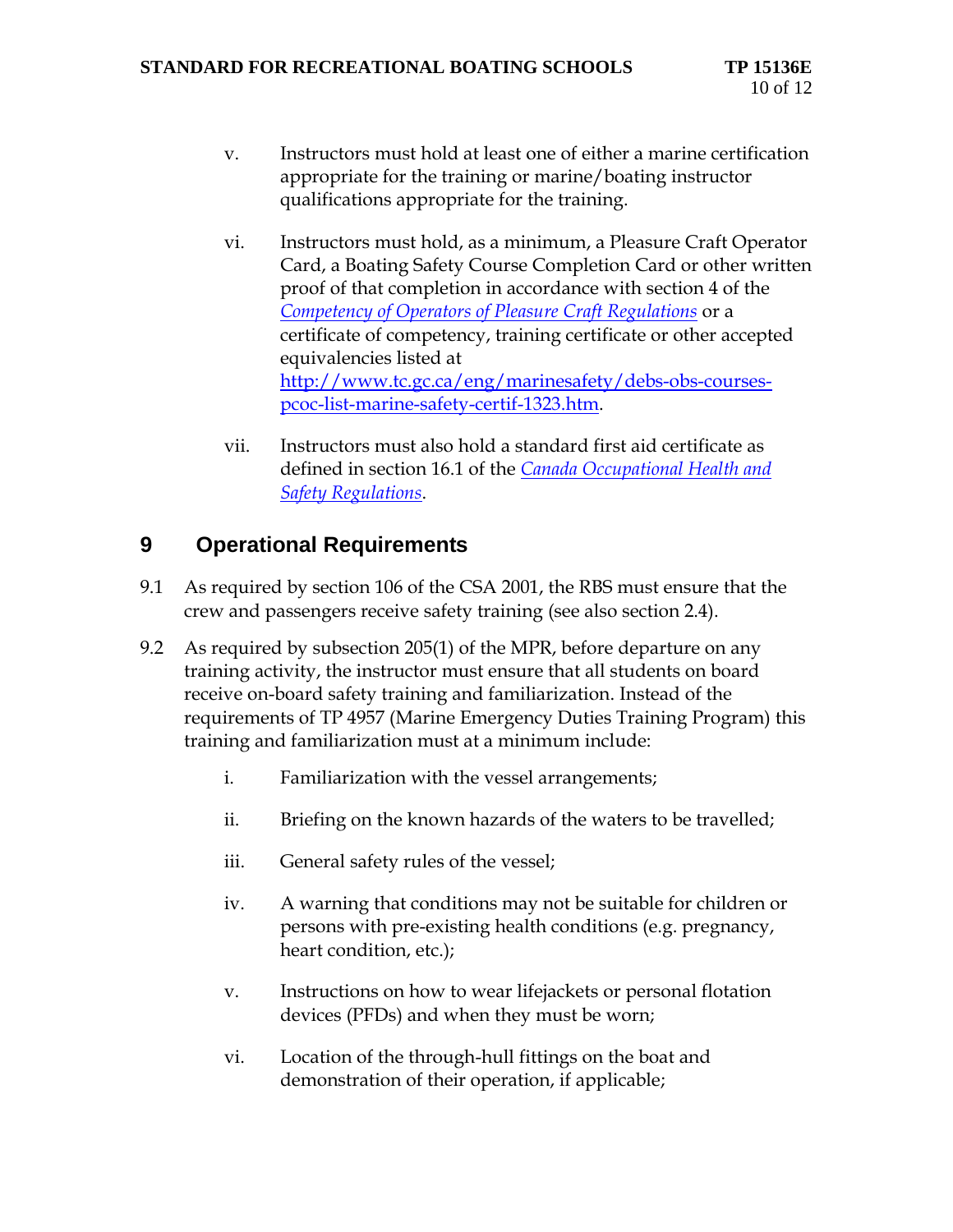v. Instructors must hold at least one of either a marine certification appropriate for the training or marine/boating instructor qualifications appropriate for the training.

vi. Instructors must hold, as a minimum, a Pleasure Craft Operator Card, a Boating Safety Course Completion Card or other written proof of that completion in accordance with section 4 of the [*Competency of Operators of Pleasure Craft Regulations*]() or a certificate of competency, training certificate or other accepted equivalencies listed at [http://www.tc.gc.ca/eng/marinesafety/debs-obs-courses-pcoc-list-marine-safety-certif-1323.htm](http://www.tc.gc.ca/eng/marinesafety/debs-obs-courses-pcoc-list-marine-safety-certif-1323.htm).

vii. Instructors must also hold a standard first aid certificate as defined in section 16.1 of the [*Canada Occupational Health and Safety Regulations*]().

## 9 Operational Requirements

9.1 As required by section 106 of the CSA 2001, the RBS must ensure that the crew and passengers receive safety training (see also section 2.4).

9.2 As required by subsection 205(1) of the MPR, before departure on any training activity, the instructor must ensure that all students on board receive on-board safety training and familiarization. Instead of the requirements of TP 4957 (Marine Emergency Duties Training Program) this training and familiarization must at a minimum include:

i. Familiarization with the vessel arrangements;

ii. Briefing on the known hazards of the waters to be travelled;

iii. General safety rules of the vessel;

iv. A warning that conditions may not be suitable for children or persons with pre-existing health conditions (e.g. pregnancy, heart condition, etc.);

v. Instructions on how to wear lifejackets or personal flotation devices (PFDs) and when they must be worn;

vi. Location of the through-hull fittings on the boat and demonstration of their operation, if applicable;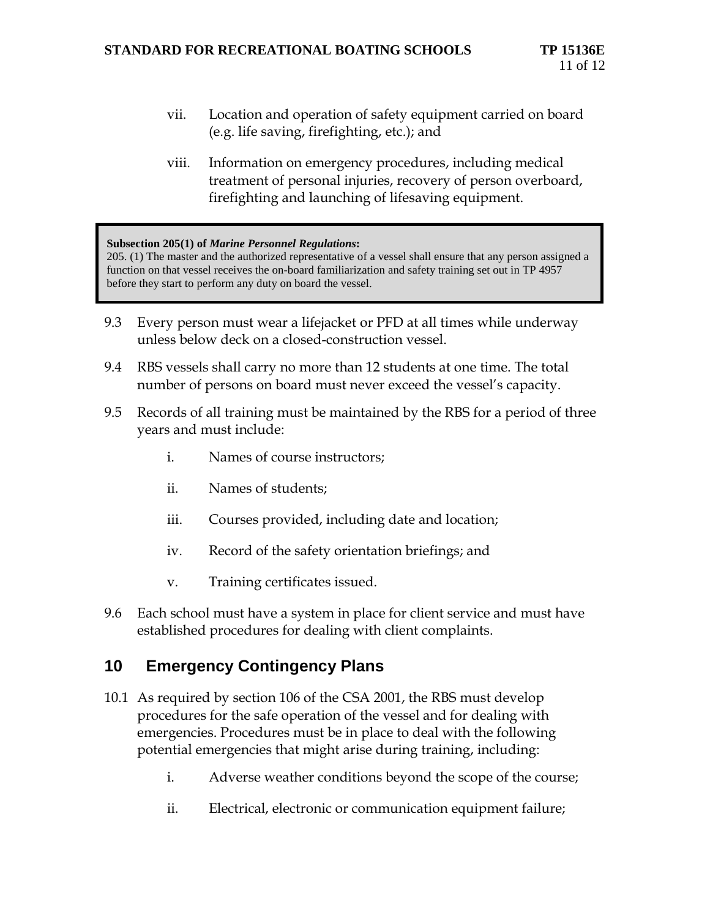vii. Location and operation of safety equipment carried on board (e.g. life saving, firefighting, etc.); and

viii. Information on emergency procedures, including medical treatment of personal injuries, recovery of person overboard, firefighting and launching of lifesaving equipment.

> **Subsection 205(1) of *Marine Personnel Regulations*:**
> 205. (1) The master and the authorized representative of a vessel shall ensure that any person assigned a function on that vessel receives the on-board familiarization and safety training set out in TP 4957 before they start to perform any duty on board the vessel.

9.3 Every person must wear a lifejacket or PFD at all times while underway unless below deck on a closed-construction vessel.

9.4 RBS vessels shall carry no more than 12 students at one time. The total number of persons on board must never exceed the vessel's capacity.

9.5 Records of all training must be maintained by the RBS for a period of three years and must include:

i. Names of course instructors;

ii. Names of students;

iii. Courses provided, including date and location;

iv. Record of the safety orientation briefings; and

v. Training certificates issued.

9.6 Each school must have a system in place for client service and must have established procedures for dealing with client complaints.

## 10 Emergency Contingency Plans

10.1 As required by section 106 of the CSA 2001, the RBS must develop procedures for the safe operation of the vessel and for dealing with emergencies. Procedures must be in place to deal with the following potential emergencies that might arise during training, including:

i. Adverse weather conditions beyond the scope of the course;

ii. Electrical, electronic or communication equipment failure;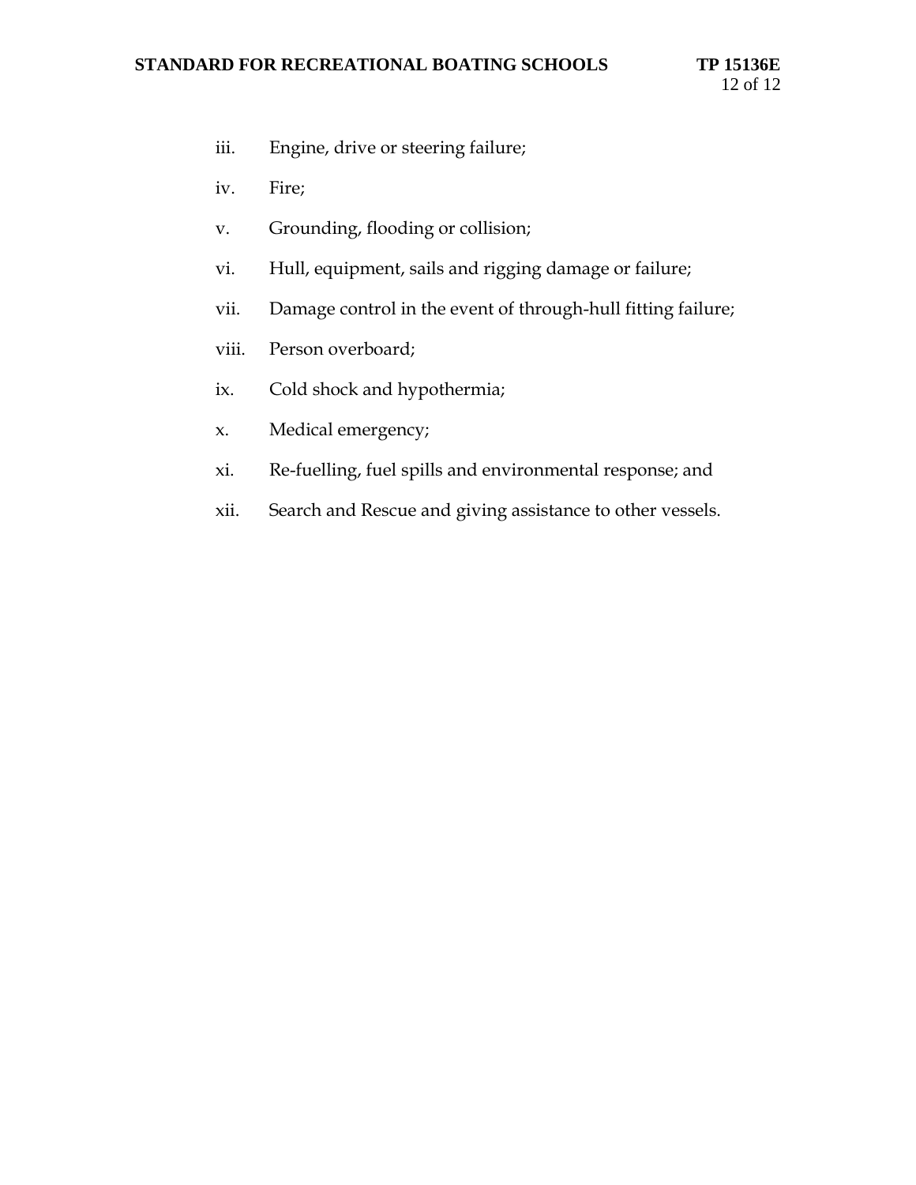iii. Engine, drive or steering failure;

iv. Fire;

v. Grounding, flooding or collision;

vi. Hull, equipment, sails and rigging damage or failure;

vii. Damage control in the event of through-hull fitting failure;

viii. Person overboard;

ix. Cold shock and hypothermia;

x. Medical emergency;

xi. Re-fuelling, fuel spills and environmental response; and

xii. Search and Rescue and giving assistance to other vessels.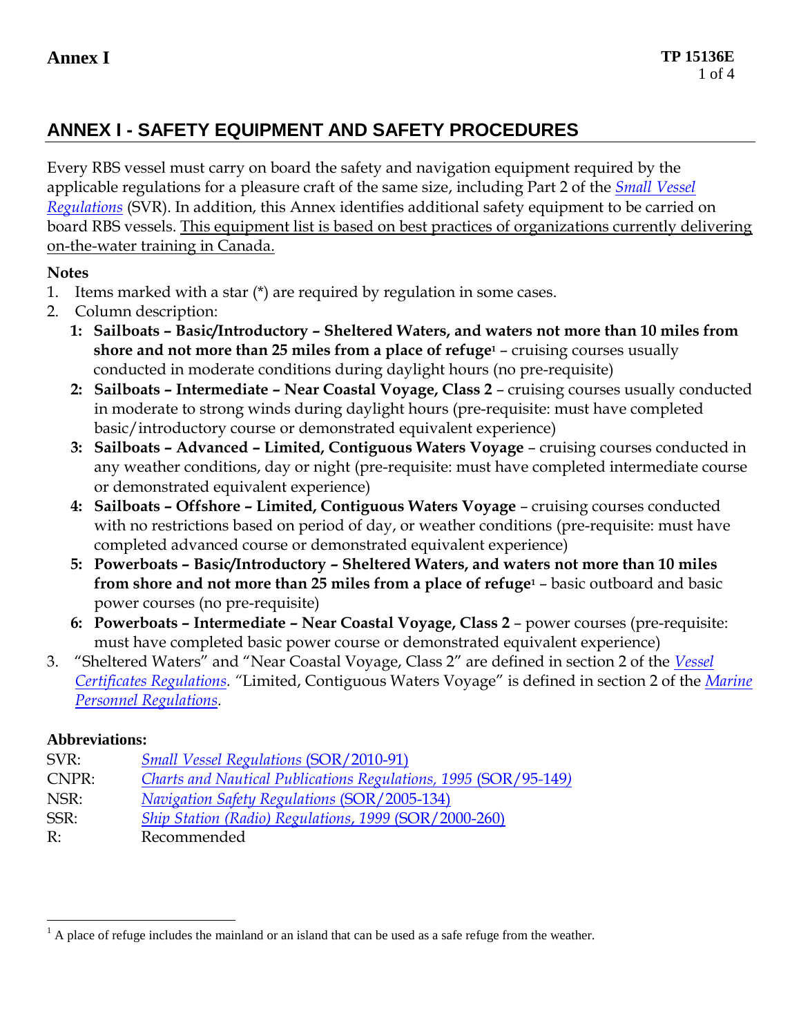## ANNEX I - SAFETY EQUIPMENT AND SAFETY PROCEDURES

Every RBS vessel must carry on board the safety and navigation equipment required by the applicable regulations for a pleasure craft of the same size, including Part 2 of the *Small Vessel Regulations* (SVR). In addition, this Annex identifies additional safety equipment to be carried on board RBS vessels. This equipment list is based on best practices of organizations currently delivering on-the-water training in Canada.

**Notes**

1. Items marked with a star (*) are required by regulation in some cases.
2. Column description:
   - **1: Sailboats – Basic/Introductory – Sheltered Waters, and waters not more than 10 miles from shore and not more than 25 miles from a place of refuge[1]** – cruising courses usually conducted in moderate conditions during daylight hours (no pre-requisite)
   - **2: Sailboats – Intermediate – Near Coastal Voyage, Class 2** – cruising courses usually conducted in moderate to strong winds during daylight hours (pre-requisite: must have completed basic/introductory course or demonstrated equivalent experience)
   - **3: Sailboats – Advanced – Limited, Contiguous Waters Voyage** – cruising courses conducted in any weather conditions, day or night (pre-requisite: must have completed intermediate course or demonstrated equivalent experience)
   - **4: Sailboats – Offshore – Limited, Contiguous Waters Voyage** – cruising courses conducted with no restrictions based on period of day, or weather conditions (pre-requisite: must have completed advanced course or demonstrated equivalent experience)
   - **5: Powerboats – Basic/Introductory – Sheltered Waters, and waters not more than 10 miles from shore and not more than 25 miles from a place of refuge[1]** – basic outboard and basic power courses (no pre-requisite)
   - **6: Powerboats – Intermediate – Near Coastal Voyage, Class 2** – power courses (pre-requisite: must have completed basic power course or demonstrated equivalent experience)
3. "Sheltered Waters" and "Near Coastal Voyage, Class 2" are defined in section 2 of the *Vessel Certificates Regulations*. "Limited, Contiguous Waters Voyage" is defined in section 2 of the *Marine Personnel Regulations*.

**Abbreviations:**

| | |
|---|---|
| SVR: | *Small Vessel Regulations* (SOR/2010-91) |
| CNPR: | *Charts and Nautical Publications Regulations, 1995* (SOR/95-149) |
| NSR: | *Navigation Safety Regulations* (SOR/2005-134) |
| SSR: | *Ship Station (Radio) Regulations, 1999* (SOR/2000-260) |
| R: | Recommended |

[1] A place of refuge includes the mainland or an island that can be used as a safe refuge from the weather.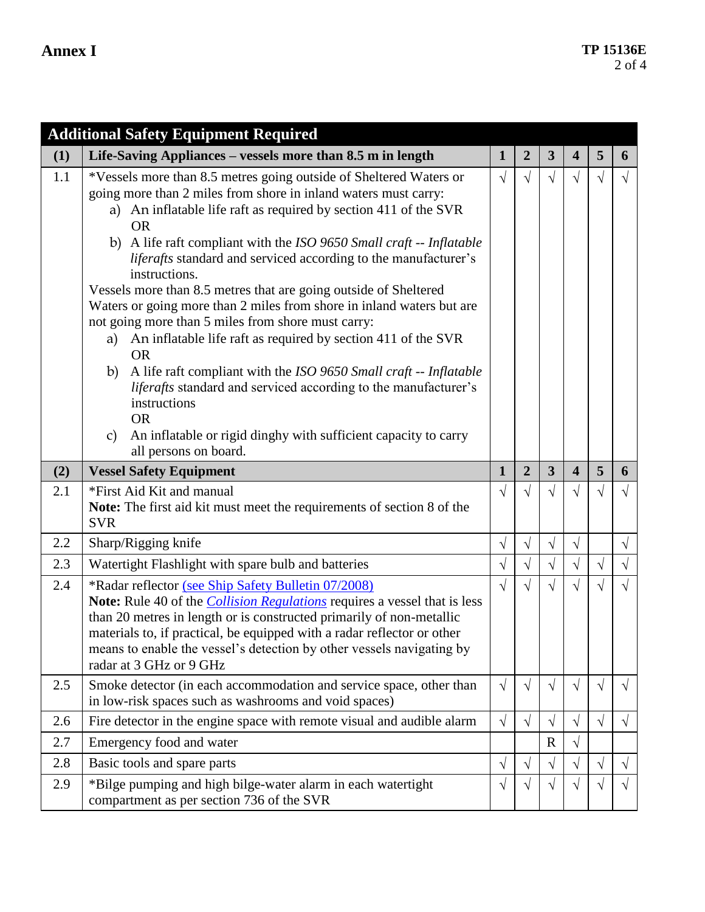## Annex I

| Additional Safety Equipment Required | | | | | | | |
|---|---|---|---|---|---|---|---|
| **(1)** | **Life-Saving Appliances – vessels more than 8.5 m in length** | **1** | **2** | **3** | **4** | **5** | **6** |
| 1.1 | *Vessels more than 8.5 metres going outside of Sheltered Waters or going more than 2 miles from shore in inland waters must carry:<br>a) An inflatable life raft as required by section 411 of the SVR<br>OR<br>b) A life raft compliant with the *ISO 9650 Small craft -- Inflatable liferafts* standard and serviced according to the manufacturer's instructions.<br>Vessels more than 8.5 metres that are going outside of Sheltered Waters or going more than 2 miles from shore in inland waters but are not going more than 5 miles from shore must carry:<br>a) An inflatable life raft as required by section 411 of the SVR<br>OR<br>b) A life raft compliant with the *ISO 9650 Small craft -- Inflatable liferafts* standard and serviced according to the manufacturer's instructions<br>OR<br>c) An inflatable or rigid dinghy with sufficient capacity to carry all persons on board. | √ | √ | √ | √ | √ | √ |
| **(2)** | **Vessel Safety Equipment** | **1** | **2** | **3** | **4** | **5** | **6** |
| 2.1 | *First Aid Kit and manual<br>**Note:** The first aid kit must meet the requirements of section 8 of the SVR | √ | √ | √ | √ | √ | √ |
| 2.2 | Sharp/Rigging knife | √ | √ | √ | √ | | √ |
| 2.3 | Watertight Flashlight with spare bulb and batteries | √ | √ | √ | √ | √ | √ |
| 2.4 | *Radar reflector (see Ship Safety Bulletin 07/2008)<br>**Note:** Rule 40 of the *Collision Regulations* requires a vessel that is less than 20 metres in length or is constructed primarily of non-metallic materials to, if practical, be equipped with a radar reflector or other means to enable the vessel's detection by other vessels navigating by radar at 3 GHz or 9 GHz | √ | √ | √ | √ | √ | √ |
| 2.5 | Smoke detector (in each accommodation and service space, other than in low-risk spaces such as washrooms and void spaces) | √ | √ | √ | √ | √ | √ |
| 2.6 | Fire detector in the engine space with remote visual and audible alarm | √ | √ | √ | √ | √ | √ |
| 2.7 | Emergency food and water | | | R | √ | | |
| 2.8 | Basic tools and spare parts | √ | √ | √ | √ | √ | √ |
| 2.9 | *Bilge pumping and high bilge-water alarm in each watertight compartment as per section 736 of the SVR | √ | √ | √ | √ | √ | √ |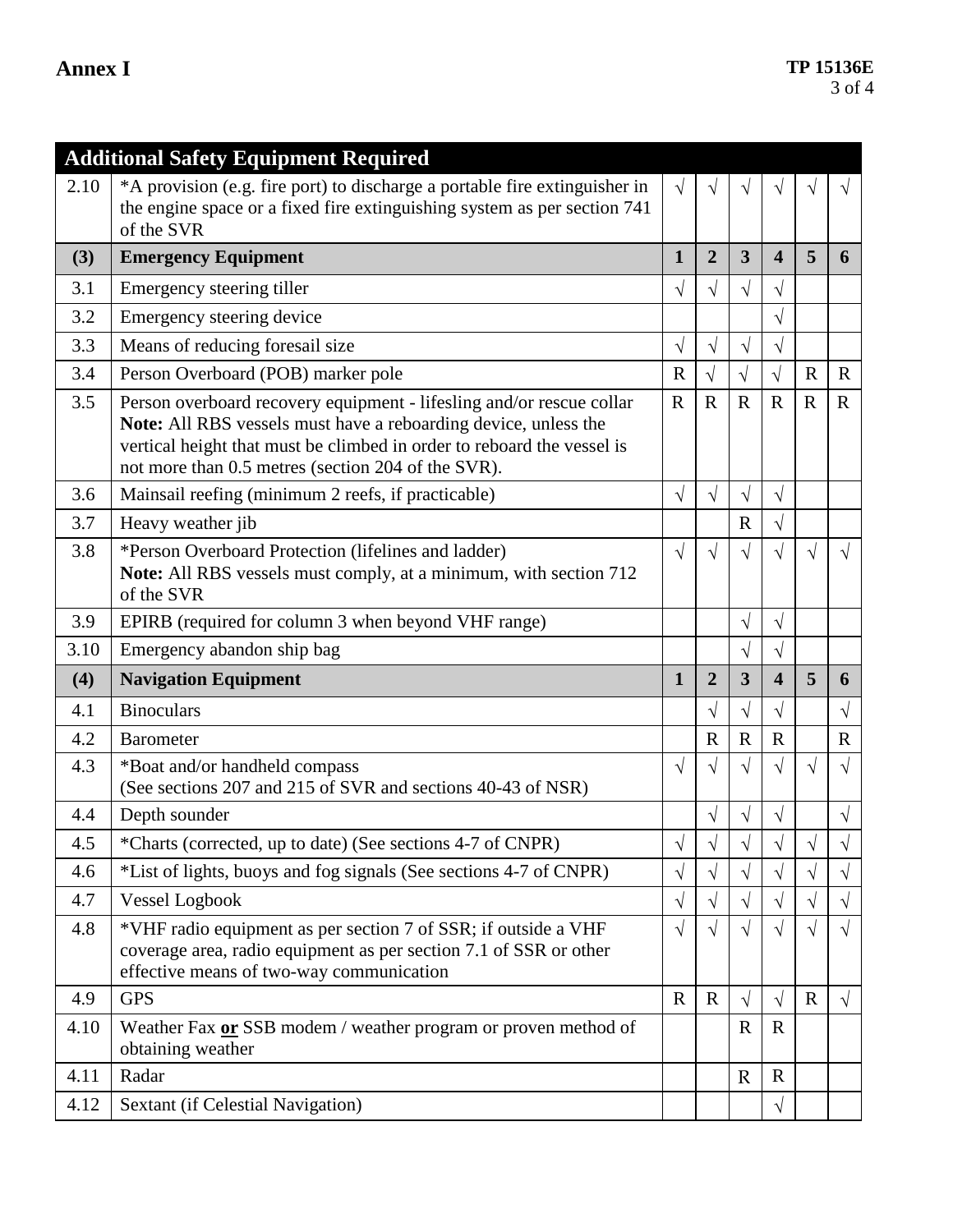| Additional Safety Equipment Required | | | | | | | |
|---|---|---|---|---|---|---|---|
| 2.10 | *A provision (e.g. fire port) to discharge a portable fire extinguisher in the engine space or a fixed fire extinguishing system as per section 741 of the SVR | √ | √ | √ | √ | √ | √ |
| **(3)** | **Emergency Equipment** | **1** | **2** | **3** | **4** | **5** | **6** |
| 3.1 | Emergency steering tiller | √ | √ | √ | √ | | |
| 3.2 | Emergency steering device | | | | √ | | |
| 3.3 | Means of reducing foresail size | √ | √ | √ | √ | | |
| 3.4 | Person Overboard (POB) marker pole | R | √ | √ | √ | R | R |
| 3.5 | Person overboard recovery equipment - lifesling and/or rescue collar **Note:** All RBS vessels must have a reboarding device, unless the vertical height that must be climbed in order to reboard the vessel is not more than 0.5 metres (section 204 of the SVR). | R | R | R | R | R | R |
| 3.6 | Mainsail reefing (minimum 2 reefs, if practicable) | √ | √ | √ | √ | | |
| 3.7 | Heavy weather jib | | | R | √ | | |
| 3.8 | *Person Overboard Protection (lifelines and ladder) **Note:** All RBS vessels must comply, at a minimum, with section 712 of the SVR | √ | √ | √ | √ | √ | √ |
| 3.9 | EPIRB (required for column 3 when beyond VHF range) | | | √ | √ | | |
| 3.10 | Emergency abandon ship bag | | | √ | √ | | |
| **(4)** | **Navigation Equipment** | **1** | **2** | **3** | **4** | **5** | **6** |
| 4.1 | Binoculars | | √ | √ | √ | | √ |
| 4.2 | Barometer | | R | R | R | | R |
| 4.3 | *Boat and/or handheld compass (See sections 207 and 215 of SVR and sections 40-43 of NSR) | √ | √ | √ | √ | √ | √ |
| 4.4 | Depth sounder | | √ | √ | √ | | √ |
| 4.5 | *Charts (corrected, up to date) (See sections 4-7 of CNPR) | √ | √ | √ | √ | √ | √ |
| 4.6 | *List of lights, buoys and fog signals (See sections 4-7 of CNPR) | √ | √ | √ | √ | √ | √ |
| 4.7 | Vessel Logbook | √ | √ | √ | √ | √ | √ |
| 4.8 | *VHF radio equipment as per section 7 of SSR; if outside a VHF coverage area, radio equipment as per section 7.1 of SSR or other effective means of two-way communication | √ | √ | √ | √ | √ | √ |
| 4.9 | GPS | R | R | √ | √ | R | √ |
| 4.10 | Weather Fax **or** SSB modem / weather program or proven method of obtaining weather | | | R | R | | |
| 4.11 | Radar | | | R | R | | |
| 4.12 | Sextant (if Celestial Navigation) | | | | √ | | |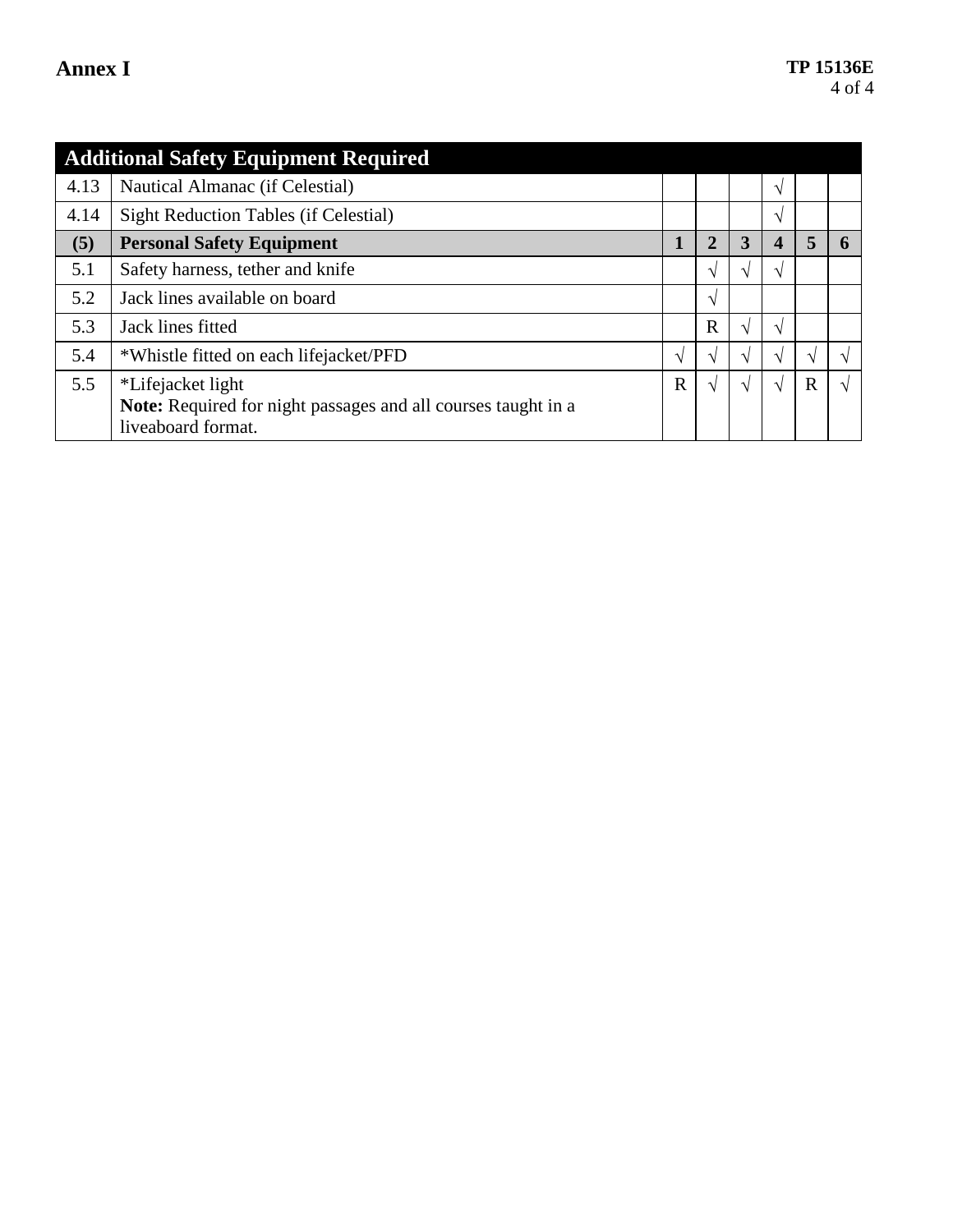| Additional Safety Equipment Required | | | | | | | |
|---|---|---|---|---|---|---|---|
| 4.13 | Nautical Almanac (if Celestial) | | | | √ | | |
| 4.14 | Sight Reduction Tables (if Celestial) | | | | √ | | |
| **(5)** | **Personal Safety Equipment** | **1** | **2** | **3** | **4** | **5** | **6** |
| 5.1 | Safety harness, tether and knife | | √ | √ | √ | | |
| 5.2 | Jack lines available on board | | √ | | | | |
| 5.3 | Jack lines fitted | | R | √ | √ | | |
| 5.4 | *Whistle fitted on each lifejacket/PFD | √ | √ | √ | √ | √ | √ |
| 5.5 | *Lifejacket light<br>**Note:** Required for night passages and all courses taught in a liveaboard format. | R | √ | √ | √ | R | √ |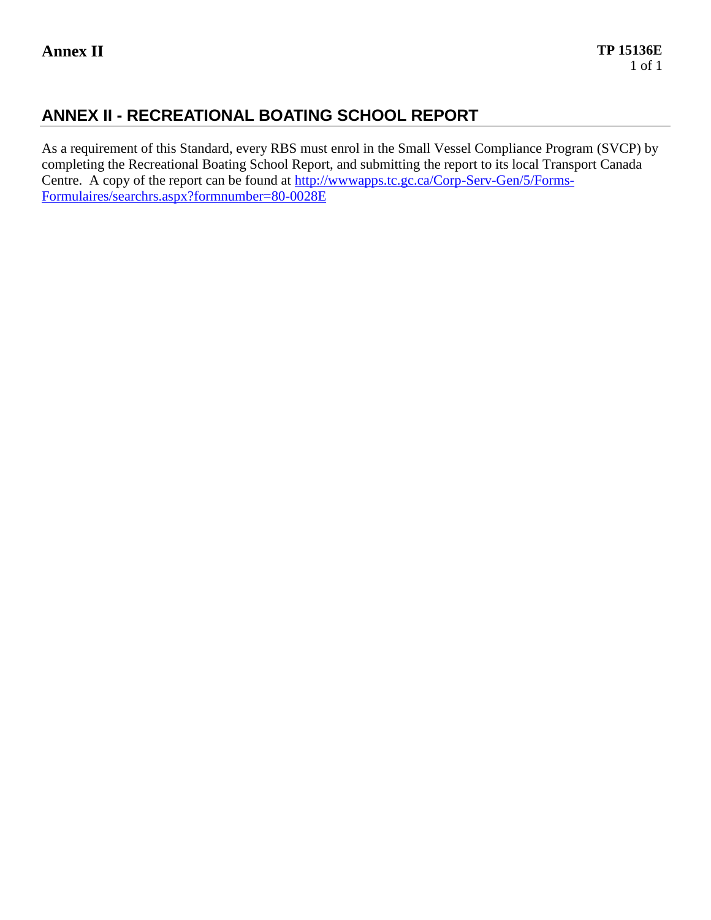## ANNEX II - RECREATIONAL BOATING SCHOOL REPORT

As a requirement of this Standard, every RBS must enrol in the Small Vessel Compliance Program (SVCP) by completing the Recreational Boating School Report, and submitting the report to its local Transport Canada Centre. A copy of the report can be found at http://wwwapps.tc.gc.ca/Corp-Serv-Gen/5/Forms-Formulaires/searchrs.aspx?formnumber=80-0028E